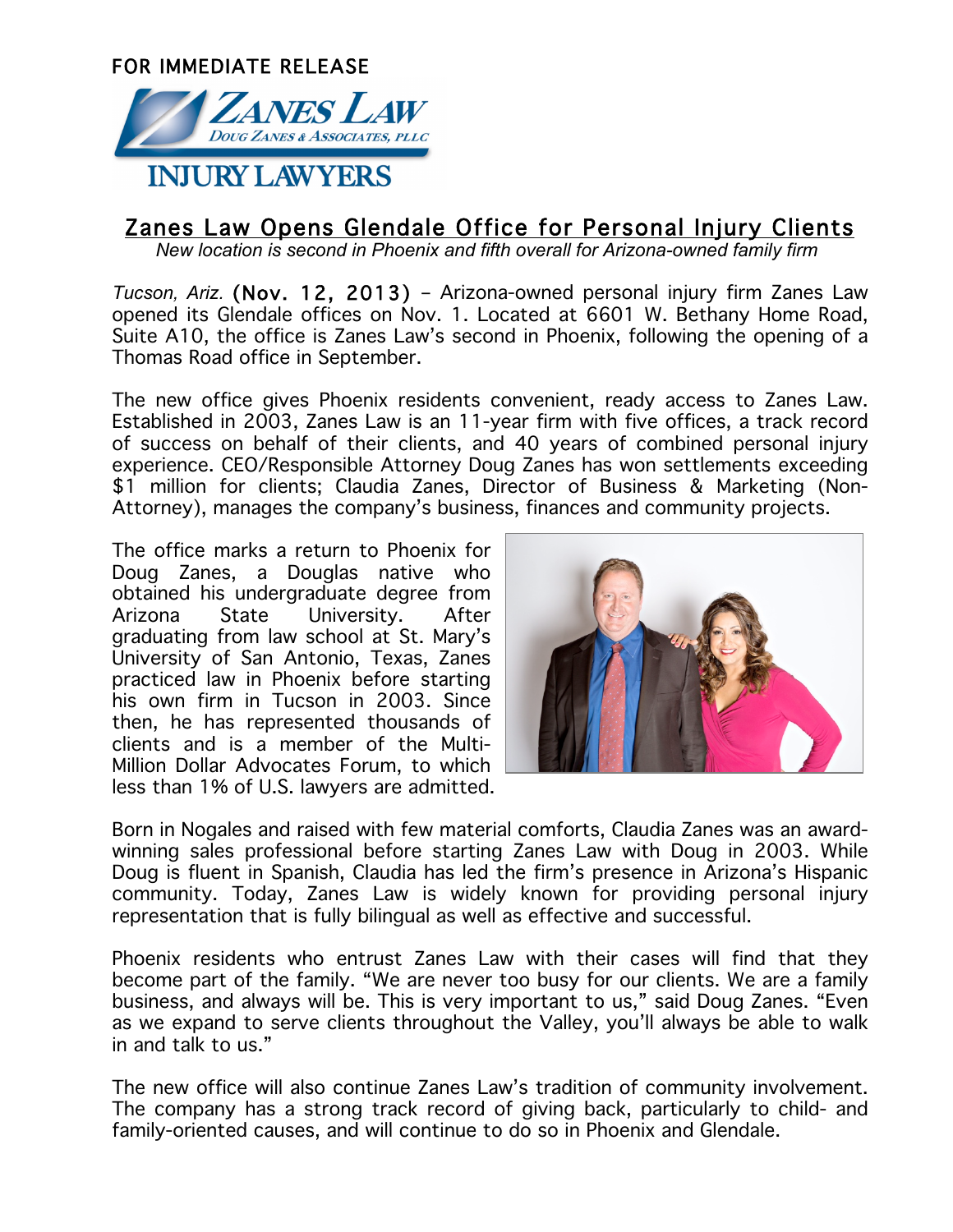FOR IMMEDIATE RELEASE

ZANES LAW
DOUG ZANES & ASSOCIATES, PLLC
INJURY LAWYERS

# Zanes Law Opens Glendale Office for Personal Injury Clients

*New location is second in Phoenix and fifth overall for Arizona-owned family firm*

*Tucson, Ariz.* (Nov. 12, 2013) – Arizona-owned personal injury firm Zanes Law opened its Glendale offices on Nov. 1. Located at 6601 W. Bethany Home Road, Suite A10, the office is Zanes Law's second in Phoenix, following the opening of a Thomas Road office in September.

The new office gives Phoenix residents convenient, ready access to Zanes Law. Established in 2003, Zanes Law is an 11-year firm with five offices, a track record of success on behalf of their clients, and 40 years of combined personal injury experience. CEO/Responsible Attorney Doug Zanes has won settlements exceeding $1 million for clients; Claudia Zanes, Director of Business & Marketing (Non-Attorney), manages the company's business, finances and community projects.

The office marks a return to Phoenix for Doug Zanes, a Douglas native who obtained his undergraduate degree from Arizona State University. After graduating from law school at St. Mary's University of San Antonio, Texas, Zanes practiced law in Phoenix before starting his own firm in Tucson in 2003. Since then, he has represented thousands of clients and is a member of the Multi-Million Dollar Advocates Forum, to which less than 1% of U.S. lawyers are admitted.

Born in Nogales and raised with few material comforts, Claudia Zanes was an award-winning sales professional before starting Zanes Law with Doug in 2003. While Doug is fluent in Spanish, Claudia has led the firm's presence in Arizona's Hispanic community. Today, Zanes Law is widely known for providing personal injury representation that is fully bilingual as well as effective and successful.

Phoenix residents who entrust Zanes Law with their cases will find that they become part of the family. "We are never too busy for our clients. We are a family business, and always will be. This is very important to us," said Doug Zanes. "Even as we expand to serve clients throughout the Valley, you'll always be able to walk in and talk to us."

The new office will also continue Zanes Law's tradition of community involvement. The company has a strong track record of giving back, particularly to child- and family-oriented causes, and will continue to do so in Phoenix and Glendale.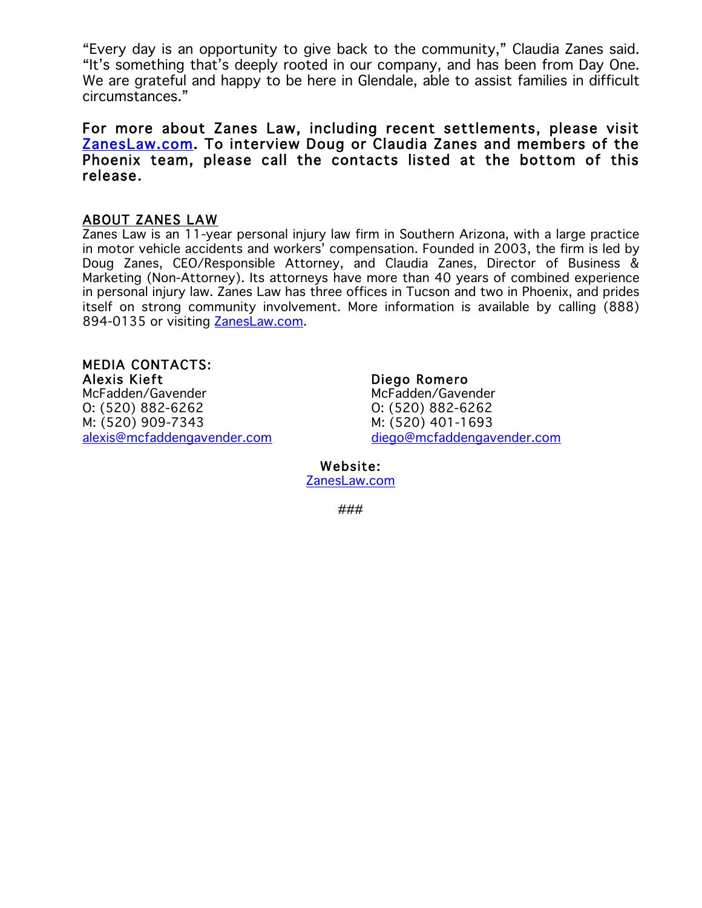"Every day is an opportunity to give back to the community," Claudia Zanes said. "It's something that's deeply rooted in our company, and has been from Day One. We are grateful and happy to be here in Glendale, able to assist families in difficult circumstances."

**For more about Zanes Law, including recent settlements, please visit [ZanesLaw.com](http://ZanesLaw.com). To interview Doug or Claudia Zanes and members of the Phoenix team, please call the contacts listed at the bottom of this release.**

## ABOUT ZANES LAW

Zanes Law is an 11-year personal injury law firm in Southern Arizona, with a large practice in motor vehicle accidents and workers' compensation. Founded in 2003, the firm is led by Doug Zanes, CEO/Responsible Attorney, and Claudia Zanes, Director of Business & Marketing (Non-Attorney). Its attorneys have more than 40 years of combined experience in personal injury law. Zanes Law has three offices in Tucson and two in Phoenix, and prides itself on strong community involvement. More information is available by calling (888) 894-0135 or visiting [ZanesLaw.com](http://ZanesLaw.com).

**MEDIA CONTACTS:**

**Alexis Kieft**
McFadden/Gavender
O: (520) 882-6262
M: (520) 909-7343
alexis@mcfaddengavender.com

**Diego Romero**
McFadden/Gavender
O: (520) 882-6262
M: (520) 401-1693
diego@mcfaddengavender.com

**Website:**
[ZanesLaw.com](http://ZanesLaw.com)

###